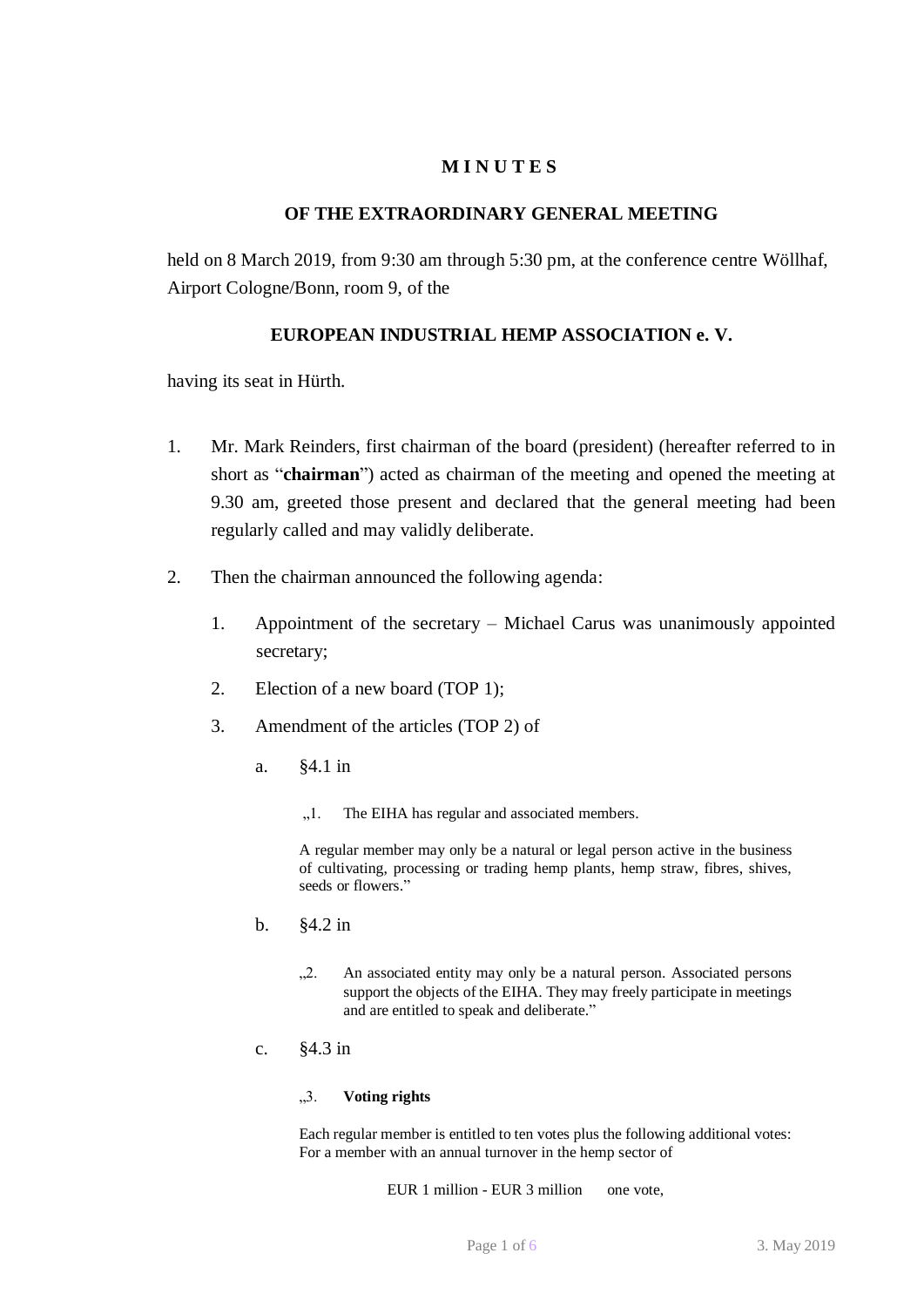**M I N U T E S**

**OF THE EXTRAORDINARY GENERAL MEETING**

held on 8 March 2019, from 9:30 am through 5:30 pm, at the conference centre Wöllhaf, Airport Cologne/Bonn, room 9, of the

**EUROPEAN INDUSTRIAL HEMP ASSOCIATION e. V.**

having its seat in Hürth.

1. Mr. Mark Reinders, first chairman of the board (president) (hereafter referred to in short as "**chairman**") acted as chairman of the meeting and opened the meeting at 9.30 am, greeted those present and declared that the general meeting had been regularly called and may validly deliberate.

2. Then the chairman announced the following agenda:

   1. Appointment of the secretary – Michael Carus was unanimously appointed secretary;
   2. Election of a new board (TOP 1);
   3. Amendment of the articles (TOP 2) of

      a. §4.1 in

      > „1. The EIHA has regular and associated members.
      >
      > A regular member may only be a natural or legal person active in the business of cultivating, processing or trading hemp plants, hemp straw, fibres, shives, seeds or flowers."

      b. §4.2 in

      > „2. An associated entity may only be a natural person. Associated persons support the objects of the EIHA. They may freely participate in meetings and are entitled to speak and deliberate."

      c. §4.3 in

      > „3. **Voting rights**
      >
      > Each regular member is entitled to ten votes plus the following additional votes: For a member with an annual turnover in the hemp sector of
      >
      > EUR 1 million - EUR 3 million one vote,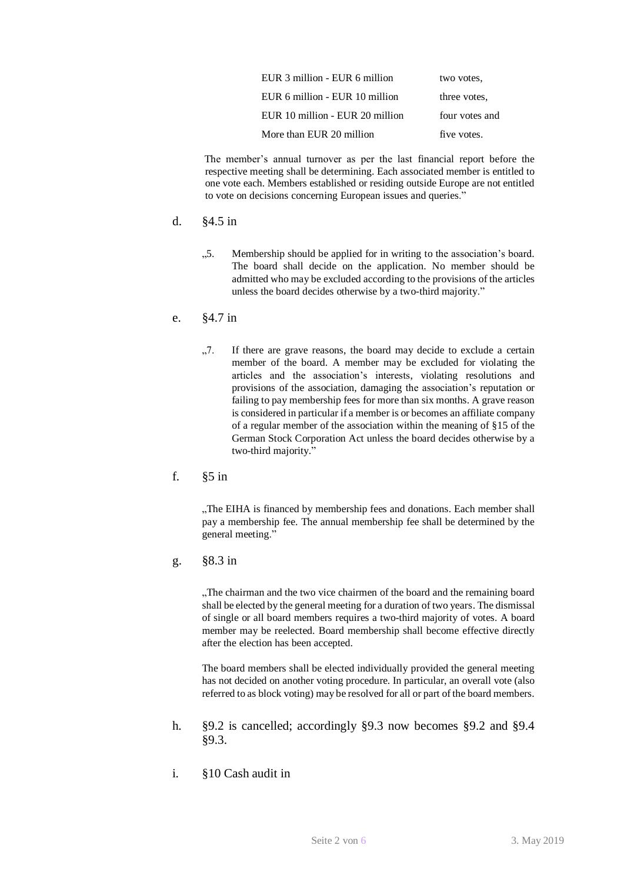| | |
|---|---|
| EUR 3 million - EUR 6 million | two votes, |
| EUR 6 million - EUR 10 million | three votes, |
| EUR 10 million - EUR 20 million | four votes and |
| More than EUR 20 million | five votes. |

The member's annual turnover as per the last financial report before the respective meeting shall be determining. Each associated member is entitled to one vote each. Members established or residing outside Europe are not entitled to vote on decisions concerning European issues and queries."

d. §4.5 in

„5. Membership should be applied for in writing to the association's board. The board shall decide on the application. No member should be admitted who may be excluded according to the provisions of the articles unless the board decides otherwise by a two-third majority."

e. §4.7 in

„7. If there are grave reasons, the board may decide to exclude a certain member of the board. A member may be excluded for violating the articles and the association's interests, violating resolutions and provisions of the association, damaging the association's reputation or failing to pay membership fees for more than six months. A grave reason is considered in particular if a member is or becomes an affiliate company of a regular member of the association within the meaning of §15 of the German Stock Corporation Act unless the board decides otherwise by a two-third majority."

f. §5 in

„The EIHA is financed by membership fees and donations. Each member shall pay a membership fee. The annual membership fee shall be determined by the general meeting."

g. §8.3 in

„The chairman and the two vice chairmen of the board and the remaining board shall be elected by the general meeting for a duration of two years. The dismissal of single or all board members requires a two-third majority of votes. A board member may be reelected. Board membership shall become effective directly after the election has been accepted.

The board members shall be elected individually provided the general meeting has not decided on another voting procedure. In particular, an overall vote (also referred to as block voting) may be resolved for all or part of the board members.

h. §9.2 is cancelled; accordingly §9.3 now becomes §9.2 and §9.4 §9.3.

i. §10 Cash audit in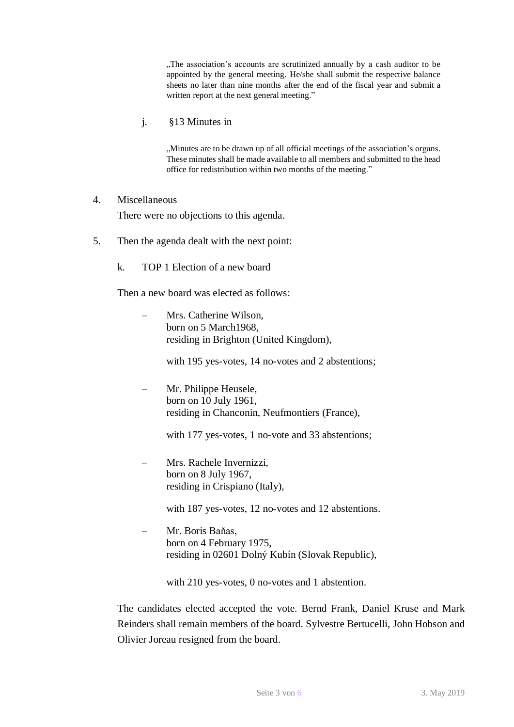> „The association's accounts are scrutinized annually by a cash auditor to be appointed by the general meeting. He/she shall submit the respective balance sheets no later than nine months after the end of the fiscal year and submit a written report at the next general meeting."

j. §13 Minutes in

> „Minutes are to be drawn up of all official meetings of the association's organs. These minutes shall be made available to all members and submitted to the head office for redistribution within two months of the meeting."

4. Miscellaneous

   There were no objections to this agenda.

5. Then the agenda dealt with the next point:

   k. TOP 1 Election of a new board

   Then a new board was elected as follows:

   – Mrs. Catherine Wilson,
     born on 5 March1968,
     residing in Brighton (United Kingdom),

     with 195 yes-votes, 14 no-votes and 2 abstentions;

   – Mr. Philippe Heusele,
     born on 10 July 1961,
     residing in Chanconin, Neufmontiers (France),

     with 177 yes-votes, 1 no-vote and 33 abstentions;

   – Mrs. Rachele Invernizzi,
     born on 8 July 1967,
     residing in Crispiano (Italy),

     with 187 yes-votes, 12 no-votes and 12 abstentions.

   – Mr. Boris Baňas,
     born on 4 February 1975,
     residing in 02601 Dolný Kubín (Slovak Republic),

     with 210 yes-votes, 0 no-votes and 1 abstention.

   The candidates elected accepted the vote. Bernd Frank, Daniel Kruse and Mark Reinders shall remain members of the board. Sylvestre Bertucelli, John Hobson and Olivier Joreau resigned from the board.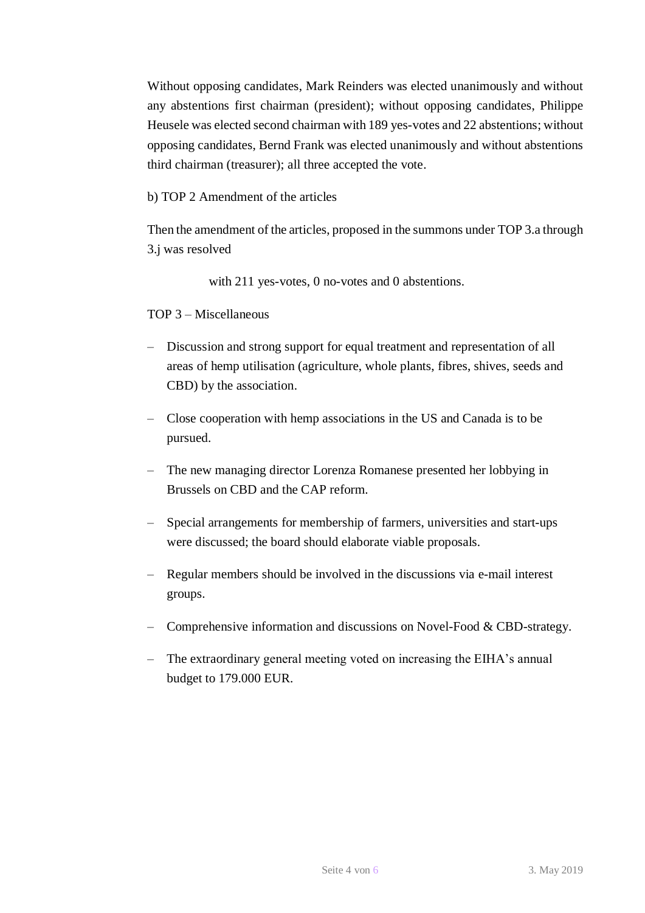Without opposing candidates, Mark Reinders was elected unanimously and without any abstentions first chairman (president); without opposing candidates, Philippe Heusele was elected second chairman with 189 yes-votes and 22 abstentions; without opposing candidates, Bernd Frank was elected unanimously and without abstentions third chairman (treasurer); all three accepted the vote.

b) TOP 2 Amendment of the articles

Then the amendment of the articles, proposed in the summons under TOP 3.a through 3.j was resolved

with 211 yes-votes, 0 no-votes and 0 abstentions.

TOP 3 – Miscellaneous

- Discussion and strong support for equal treatment and representation of all areas of hemp utilisation (agriculture, whole plants, fibres, shives, seeds and CBD) by the association.
- Close cooperation with hemp associations in the US and Canada is to be pursued.
- The new managing director Lorenza Romanese presented her lobbying in Brussels on CBD and the CAP reform.
- Special arrangements for membership of farmers, universities and start-ups were discussed; the board should elaborate viable proposals.
- Regular members should be involved in the discussions via e-mail interest groups.
- Comprehensive information and discussions on Novel-Food & CBD-strategy.
- The extraordinary general meeting voted on increasing the EIHA's annual budget to 179.000 EUR.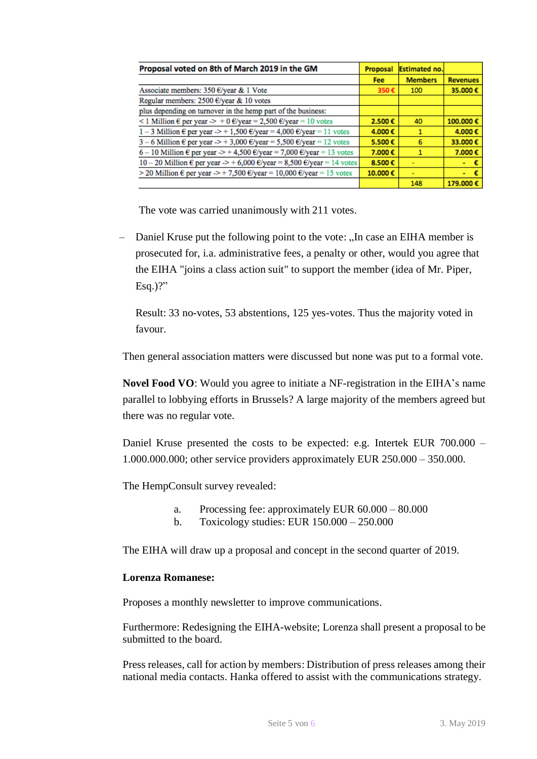| Proposal voted on 8th of March 2019 in the GM | Proposal | Estimated no. | |
|---|---|---|---|
| | Fee | Members | Revenues |
| Associate members: 350 €/year & 1 Vote | 350 € | 100 | 35.000 € |
| Regular members: 2500 €/year & 10 votes | | | |
| plus depending on turnover in the hemp part of the business: | | | |
| < 1 Million € per year -> + 0 €/year = 2,500 €/year = 10 votes | 2.500 € | 40 | 100.000 € |
| 1 – 3 Million € per year -> + 1,500 €/year = 4,000 €/year = 11 votes | 4.000 € | 1 | 4.000 € |
| 3 – 6 Million € per year -> + 3,000 €/year = 5,500 €/year = 12 votes | 5.500 € | 6 | 33.000 € |
| 6 – 10 Million € per year -> + 4,500 €/year = 7,000 €/year = 13 votes | 7.000 € | 1 | 7.000 € |
| 10 – 20 Million € per year -> + 6,000 €/year = 8,500 €/year = 14 votes | 8.500 € | - | - € |
| > 20 Million € per year -> + 7,500 €/year = 10,000 €/year = 15 votes | 10.000 € | - | - € |
| | | 148 | 179.000 € |

The vote was carried unanimously with 211 votes.

– Daniel Kruse put the following point to the vote: „In case an EIHA member is prosecuted for, i.a. administrative fees, a penalty or other, would you agree that the EIHA "joins a class action suit" to support the member (idea of Mr. Piper, Esq.)?"

  Result: 33 no-votes, 53 abstentions, 125 yes-votes. Thus the majority voted in favour.

Then general association matters were discussed but none was put to a formal vote.

**Novel Food VO**: Would you agree to initiate a NF-registration in the EIHA's name parallel to lobbying efforts in Brussels? A large majority of the members agreed but there was no regular vote.

Daniel Kruse presented the costs to be expected: e.g. Intertek EUR 700.000 – 1.000.000.000; other service providers approximately EUR 250.000 – 350.000.

The HempConsult survey revealed:

a. Processing fee: approximately EUR 60.000 – 80.000
b. Toxicology studies: EUR 150.000 – 250.000

The EIHA will draw up a proposal and concept in the second quarter of 2019.

**Lorenza Romanese:**

Proposes a monthly newsletter to improve communications.

Furthermore: Redesigning the EIHA-website; Lorenza shall present a proposal to be submitted to the board.

Press releases, call for action by members: Distribution of press releases among their national media contacts. Hanka offered to assist with the communications strategy.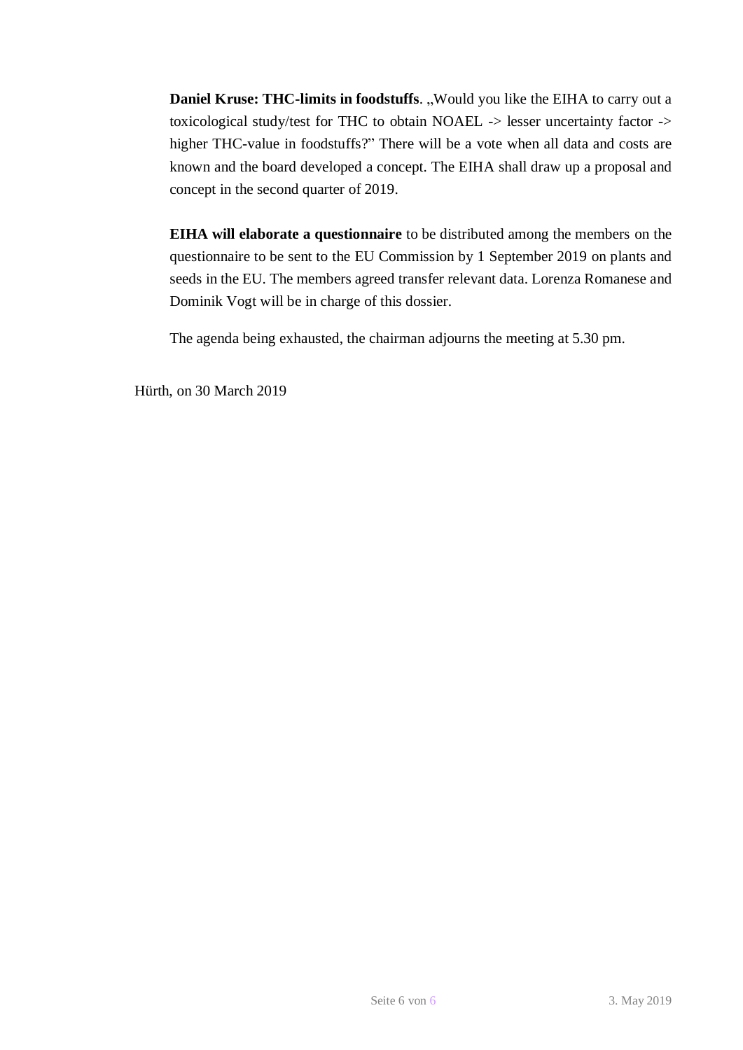**Daniel Kruse: THC-limits in foodstuffs**. „Would you like the EIHA to carry out a toxicological study/test for THC to obtain NOAEL -> lesser uncertainty factor -> higher THC-value in foodstuffs?" There will be a vote when all data and costs are known and the board developed a concept. The EIHA shall draw up a proposal and concept in the second quarter of 2019.

**EIHA will elaborate a questionnaire** to be distributed among the members on the questionnaire to be sent to the EU Commission by 1 September 2019 on plants and seeds in the EU. The members agreed transfer relevant data. Lorenza Romanese and Dominik Vogt will be in charge of this dossier.

The agenda being exhausted, the chairman adjourns the meeting at 5.30 pm.

Hürth, on 30 March 2019